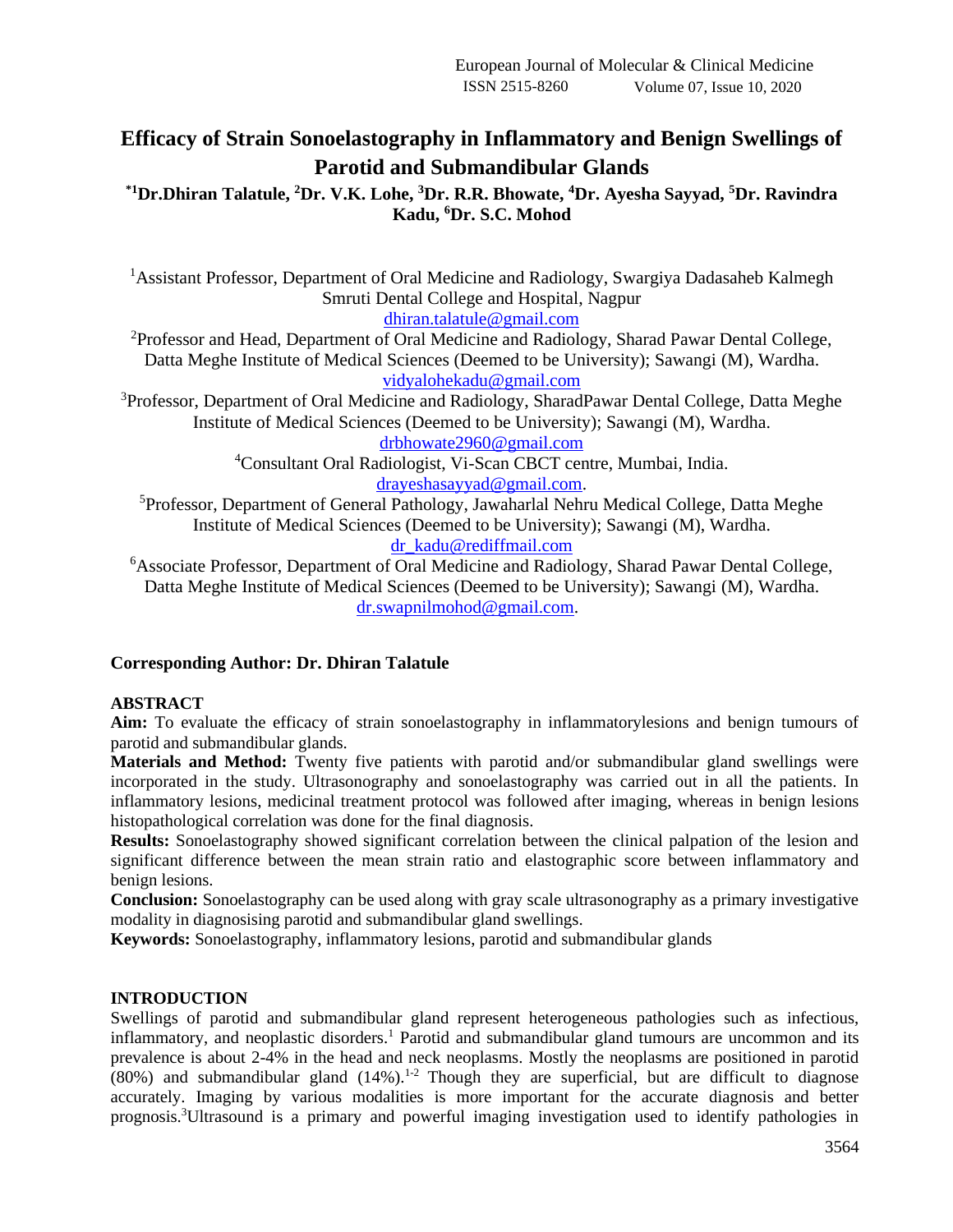# Efficacy of Strain Sonoelastography in Inflammatory and Benign Swellings of Parotid and Submandibular Glands

**\*[1]Dr.Dhiran Talatule, [2]Dr. V.K. Lohe, [3]Dr. R.R. Bhowate, [4]Dr. Ayesha Sayyad, [5]Dr. Ravindra Kadu, [6]Dr. S.C. Mohod**

[1]Assistant Professor, Department of Oral Medicine and Radiology, Swargiya Dadasaheb Kalmegh Smruti Dental College and Hospital, Nagpur
dhiran.talatule@gmail.com

[2]Professor and Head, Department of Oral Medicine and Radiology, Sharad Pawar Dental College, Datta Meghe Institute of Medical Sciences (Deemed to be University); Sawangi (M), Wardha.
vidyalohekadu@gmail.com

[3]Professor, Department of Oral Medicine and Radiology, SharadPawar Dental College, Datta Meghe Institute of Medical Sciences (Deemed to be University); Sawangi (M), Wardha.
drbhowate2960@gmail.com

[4]Consultant Oral Radiologist, Vi-Scan CBCT centre, Mumbai, India.
drayeshasayyad@gmail.com.

[5]Professor, Department of General Pathology, Jawaharlal Nehru Medical College, Datta Meghe Institute of Medical Sciences (Deemed to be University); Sawangi (M), Wardha.
dr_kadu@rediffmail.com

[6]Associate Professor, Department of Oral Medicine and Radiology, Sharad Pawar Dental College, Datta Meghe Institute of Medical Sciences (Deemed to be University); Sawangi (M), Wardha.
dr.swapnilmohod@gmail.com.

**Corresponding Author: Dr. Dhiran Talatule**

## ABSTRACT

**Aim:** To evaluate the efficacy of strain sonoelastography in inflammatorylesions and benign tumours of parotid and submandibular glands.

**Materials and Method:** Twenty five patients with parotid and/or submandibular gland swellings were incorporated in the study. Ultrasonography and sonoelastography was carried out in all the patients. In inflammatory lesions, medicinal treatment protocol was followed after imaging, whereas in benign lesions histopathological correlation was done for the final diagnosis.

**Results:** Sonoelastography showed significant correlation between the clinical palpation of the lesion and significant difference between the mean strain ratio and elastographic score between inflammatory and benign lesions.

**Conclusion:** Sonoelastography can be used along with gray scale ultrasonography as a primary investigative modality in diagnosising parotid and submandibular gland swellings.

**Keywords:** Sonoelastography, inflammatory lesions, parotid and submandibular glands

## INTRODUCTION

Swellings of parotid and submandibular gland represent heterogeneous pathologies such as infectious, inflammatory, and neoplastic disorders.[1] Parotid and submandibular gland tumours are uncommon and its prevalence is about 2-4% in the head and neck neoplasms. Mostly the neoplasms are positioned in parotid (80%) and submandibular gland (14%).[1-2] Though they are superficial, but are difficult to diagnose accurately. Imaging by various modalities is more important for the accurate diagnosis and better prognosis.[3]Ultrasound is a primary and powerful imaging investigation used to identify pathologies in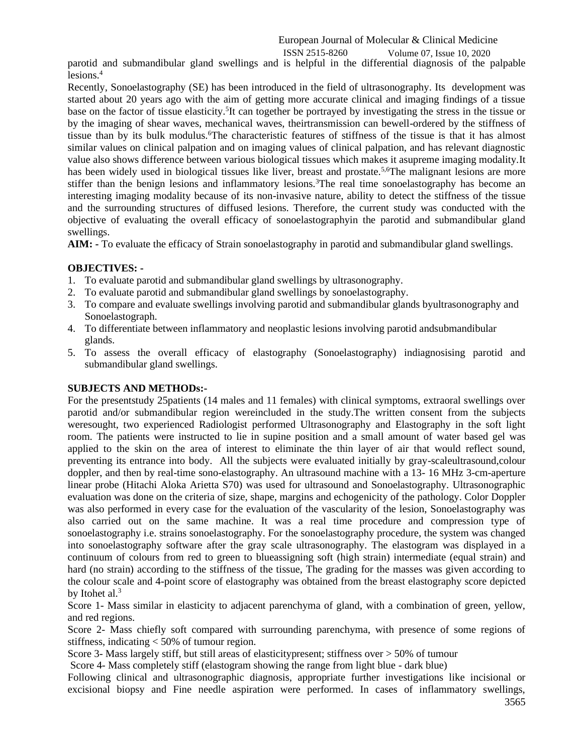parotid and submandibular gland swellings and is helpful in the differential diagnosis of the palpable lesions.[4]

Recently, Sonoelastography (SE) has been introduced in the field of ultrasonography. Its development was started about 20 years ago with the aim of getting more accurate clinical and imaging findings of a tissue base on the factor of tissue elasticity.[5]It can together be portrayed by investigating the stress in the tissue or by the imaging of shear waves, mechanical waves, theirtransmission can bewell-ordered by the stiffness of tissue than by its bulk modulus.[6]The characteristic features of stiffness of the tissue is that it has almost similar values on clinical palpation and on imaging values of clinical palpation, and has relevant diagnostic value also shows difference between various biological tissues which makes it asupreme imaging modality.It has been widely used in biological tissues like liver, breast and prostate.[5,6]The malignant lesions are more stiffer than the benign lesions and inflammatory lesions.[3]The real time sonoelastography has become an interesting imaging modality because of its non-invasive nature, ability to detect the stiffness of the tissue and the surrounding structures of diffused lesions. Therefore, the current study was conducted with the objective of evaluating the overall efficacy of sonoelastographyin the parotid and submandibular gland swellings.

**AIM: -** To evaluate the efficacy of Strain sonoelastography in parotid and submandibular gland swellings.

**OBJECTIVES: -**

1. To evaluate parotid and submandibular gland swellings by ultrasonography.
2. To evaluate parotid and submandibular gland swellings by sonoelastography.
3. To compare and evaluate swellings involving parotid and submandibular glands byultrasonography and Sonoelastograph.
4. To differentiate between inflammatory and neoplastic lesions involving parotid andsubmandibular glands.
5. To assess the overall efficacy of elastography (Sonoelastography) indiagnosising parotid and submandibular gland swellings.

**SUBJECTS AND METHODs:-**

For the presentstudy 25patients (14 males and 11 females) with clinical symptoms, extraoral swellings over parotid and/or submandibular region wereincluded in the study.The written consent from the subjects weresought, two experienced Radiologist performed Ultrasonography and Elastography in the soft light room. The patients were instructed to lie in supine position and a small amount of water based gel was applied to the skin on the area of interest to eliminate the thin layer of air that would reflect sound, preventing its entrance into body. All the subjects were evaluated initially by gray-scaleultrasound,colour doppler, and then by real-time sono-elastography. An ultrasound machine with a 13- 16 MHz 3-cm-aperture linear probe (Hitachi Aloka Arietta S70) was used for ultrasound and Sonoelastography. Ultrasonographic evaluation was done on the criteria of size, shape, margins and echogenicity of the pathology. Color Doppler was also performed in every case for the evaluation of the vascularity of the lesion, Sonoelastography was also carried out on the same machine. It was a real time procedure and compression type of sonoelastography i.e. strains sonoelastography. For the sonoelastography procedure, the system was changed into sonoelastography software after the gray scale ultrasonography. The elastogram was displayed in a continuum of colours from red to green to blueassigning soft (high strain) intermediate (equal strain) and hard (no strain) according to the stiffness of the tissue, The grading for the masses was given according to the colour scale and 4-point score of elastography was obtained from the breast elastography score depicted by Itohet al.[3]

Score 1- Mass similar in elasticity to adjacent parenchyma of gland, with a combination of green, yellow, and red regions.

Score 2- Mass chiefly soft compared with surrounding parenchyma, with presence of some regions of stiffness, indicating < 50% of tumour region.

Score 3- Mass largely stiff, but still areas of elasticitypresent; stiffness over > 50% of tumour

Score 4- Mass completely stiff (elastogram showing the range from light blue - dark blue)

Following clinical and ultrasonographic diagnosis, appropriate further investigations like incisional or excisional biopsy and Fine needle aspiration were performed. In cases of inflammatory swellings,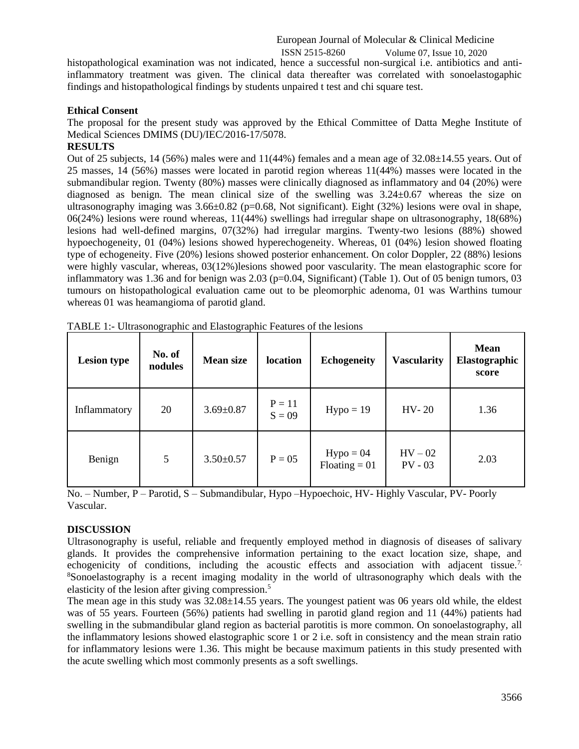histopathological examination was not indicated, hence a successful non-surgical i.e. antibiotics and anti-inflammatory treatment was given. The clinical data thereafter was correlated with sonoelastogaphic findings and histopathological findings by students unpaired t test and chi square test.

**Ethical Consent**

The proposal for the present study was approved by the Ethical Committee of Datta Meghe Institute of Medical Sciences DMIMS (DU)/IEC/2016-17/5078.

**RESULTS**

Out of 25 subjects, 14 (56%) males were and 11(44%) females and a mean age of 32.08±14.55 years. Out of 25 masses, 14 (56%) masses were located in parotid region whereas 11(44%) masses were located in the submandibular region. Twenty (80%) masses were clinically diagnosed as inflammatory and 04 (20%) were diagnosed as benign. The mean clinical size of the swelling was 3.24±0.67 whereas the size on ultrasonography imaging was 3.66±0.82 (p=0.68, Not significant). Eight (32%) lesions were oval in shape, 06(24%) lesions were round whereas, 11(44%) swellings had irregular shape on ultrasonography, 18(68%) lesions had well-defined margins, 07(32%) had irregular margins. Twenty-two lesions (88%) showed hypoechogeneity, 01 (04%) lesions showed hyperechogeneity. Whereas, 01 (04%) lesion showed floating type of echogeneity. Five (20%) lesions showed posterior enhancement. On color Doppler, 22 (88%) lesions were highly vascular, whereas, 03(12%)lesions showed poor vascularity. The mean elastographic score for inflammatory was 1.36 and for benign was 2.03 (p=0.04, Significant) (Table 1). Out of 05 benign tumors, 03 tumours on histopathological evaluation came out to be pleomorphic adenoma, 01 was Warthins tumour whereas 01 was heamangioma of parotid gland.

TABLE 1:- Ultrasonographic and Elastographic Features of the lesions

| Lesion type | No. of nodules | Mean size | location | Echogeneity | Vascularity | Mean Elastographic score |
|---|---|---|---|---|---|---|
| Inflammatory | 20 | 3.69±0.87 | P = 11<br>S = 09 | Hypo = 19 | HV- 20 | 1.36 |
| Benign | 5 | 3.50±0.57 | P = 05 | Hypo = 04<br>Floating = 01 | HV – 02<br>PV - 03 | 2.03 |

No. – Number, P – Parotid, S – Submandibular, Hypo –Hypoechoic, HV- Highly Vascular, PV- Poorly Vascular.

**DISCUSSION**

Ultrasonography is useful, reliable and frequently employed method in diagnosis of diseases of salivary glands. It provides the comprehensive information pertaining to the exact location size, shape, and echogenicity of conditions, including the acoustic effects and association with adjacent tissue.[7,8] Sonoelastography is a recent imaging modality in the world of ultrasonography which deals with the elasticity of the lesion after giving compression.[5]

The mean age in this study was 32.08±14.55 years. The youngest patient was 06 years old while, the eldest was of 55 years. Fourteen (56%) patients had swelling in parotid gland region and 11 (44%) patients had swelling in the submandibular gland region as bacterial parotitis is more common. On sonoelastography, all the inflammatory lesions showed elastographic score 1 or 2 i.e. soft in consistency and the mean strain ratio for inflammatory lesions were 1.36. This might be because maximum patients in this study presented with the acute swelling which most commonly presents as a soft swellings.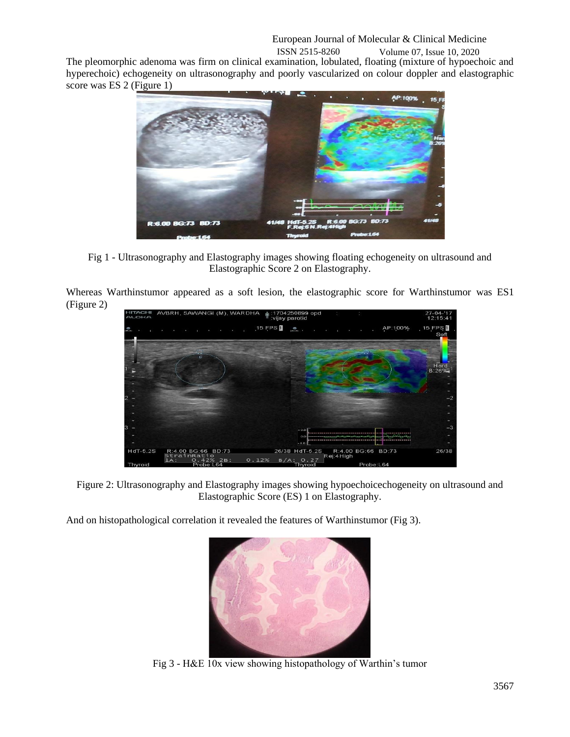The pleomorphic adenoma was firm on clinical examination, lobulated, floating (mixture of hypoechoic and hyperechoic) echogeneity on ultrasonography and poorly vascularized on colour doppler and elastographic score was ES 2 (Figure 1)

Fig 1 - Ultrasonography and Elastography images showing floating echogeneity on ultrasound and Elastographic Score 2 on Elastography.

Whereas Warthinstumor appeared as a soft lesion, the elastographic score for Warthinstumor was ES1 (Figure 2)

Figure 2: Ultrasonography and Elastography images showing hypoechoicechogeneity on ultrasound and Elastographic Score (ES) 1 on Elastography.

And on histopathological correlation it revealed the features of Warthinstumor (Fig 3).

Fig 3 - H&E 10x view showing histopathology of Warthin's tumor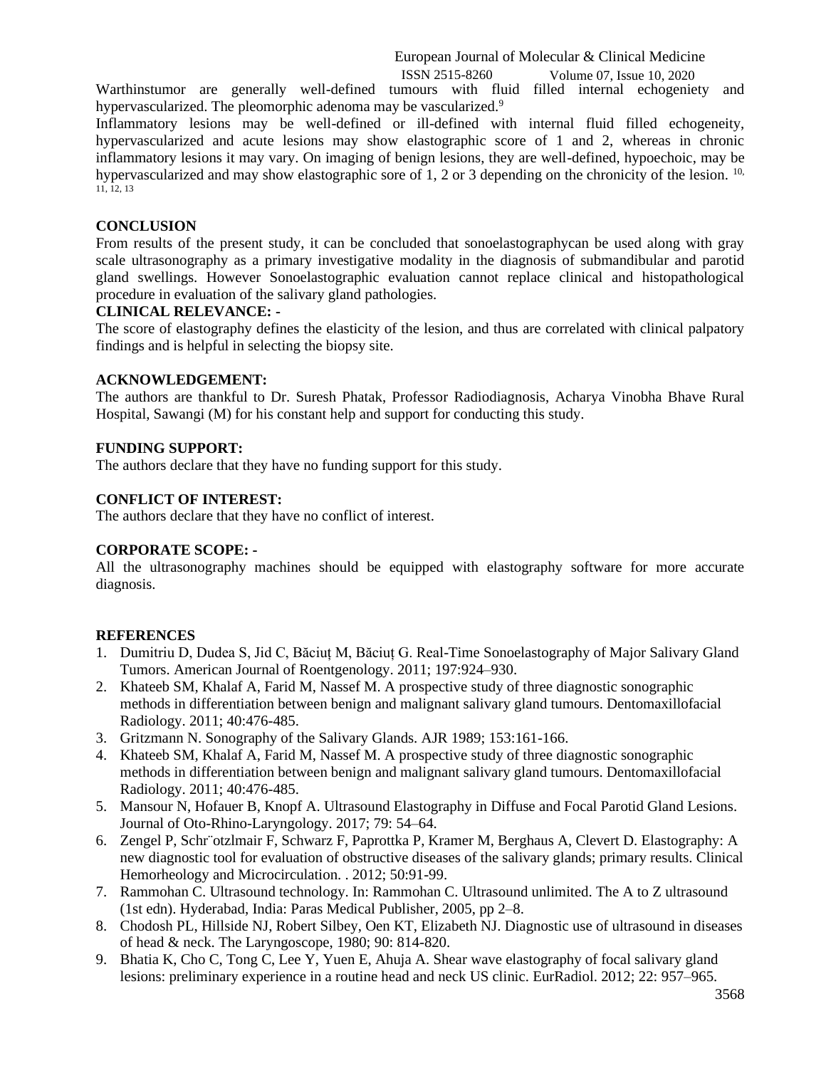Warthinstumor are generally well-defined tumours with fluid filled internal echogeniety and hypervascularized. The pleomorphic adenoma may be vascularized.[9]

Inflammatory lesions may be well-defined or ill-defined with internal fluid filled echogeneity, hypervascularized and acute lesions may show elastographic score of 1 and 2, whereas in chronic inflammatory lesions it may vary. On imaging of benign lesions, they are well-defined, hypoechoic, may be hypervascularized and may show elastographic sore of 1, 2 or 3 depending on the chronicity of the lesion. [10, 11, 12, 13]

## CONCLUSION

From results of the present study, it can be concluded that sonoelastographycan be used along with gray scale ultrasonography as a primary investigative modality in the diagnosis of submandibular and parotid gland swellings. However Sonoelastographic evaluation cannot replace clinical and histopathological procedure in evaluation of the salivary gland pathologies.

## CLINICAL RELEVANCE: -

The score of elastography defines the elasticity of the lesion, and thus are correlated with clinical palpatory findings and is helpful in selecting the biopsy site.

## ACKNOWLEDGEMENT:

The authors are thankful to Dr. Suresh Phatak, Professor Radiodiagnosis, Acharya Vinobha Bhave Rural Hospital, Sawangi (M) for his constant help and support for conducting this study.

## FUNDING SUPPORT:

The authors declare that they have no funding support for this study.

## CONFLICT OF INTEREST:

The authors declare that they have no conflict of interest.

## CORPORATE SCOPE: -

All the ultrasonography machines should be equipped with elastography software for more accurate diagnosis.

## REFERENCES

1. Dumitriu D, Dudea S, Jid C, Băciuț M, Băciuț G. Real-Time Sonoelastography of Major Salivary Gland Tumors. American Journal of Roentgenology. 2011; 197:924–930.
2. Khateeb SM, Khalaf A, Farid M, Nassef M. A prospective study of three diagnostic sonographic methods in differentiation between benign and malignant salivary gland tumours. Dentomaxillofacial Radiology. 2011; 40:476-485.
3. Gritzmann N. Sonography of the Salivary Glands. AJR 1989; 153:161-166.
4. Khateeb SM, Khalaf A, Farid M, Nassef M. A prospective study of three diagnostic sonographic methods in differentiation between benign and malignant salivary gland tumours. Dentomaxillofacial Radiology. 2011; 40:476-485.
5. Mansour N, Hofauer B, Knopf A. Ultrasound Elastography in Diffuse and Focal Parotid Gland Lesions. Journal of Oto-Rhino-Laryngology. 2017; 79: 54–64.
6. Zengel P, Schr¨otzlmair F, Schwarz F, Paprottka P, Kramer M, Berghaus A, Clevert D. Elastography: A new diagnostic tool for evaluation of obstructive diseases of the salivary glands; primary results. Clinical Hemorheology and Microcirculation. . 2012; 50:91-99.
7. Rammohan C. Ultrasound technology. In: Rammohan C. Ultrasound unlimited. The A to Z ultrasound (1st edn). Hyderabad, India: Paras Medical Publisher, 2005, pp 2–8.
8. Chodosh PL, Hillside NJ, Robert Silbey, Oen KT, Elizabeth NJ. Diagnostic use of ultrasound in diseases of head & neck. The Laryngoscope, 1980; 90: 814-820.
9. Bhatia K, Cho C, Tong C, Lee Y, Yuen E, Ahuja A. Shear wave elastography of focal salivary gland lesions: preliminary experience in a routine head and neck US clinic. EurRadiol. 2012; 22: 957–965.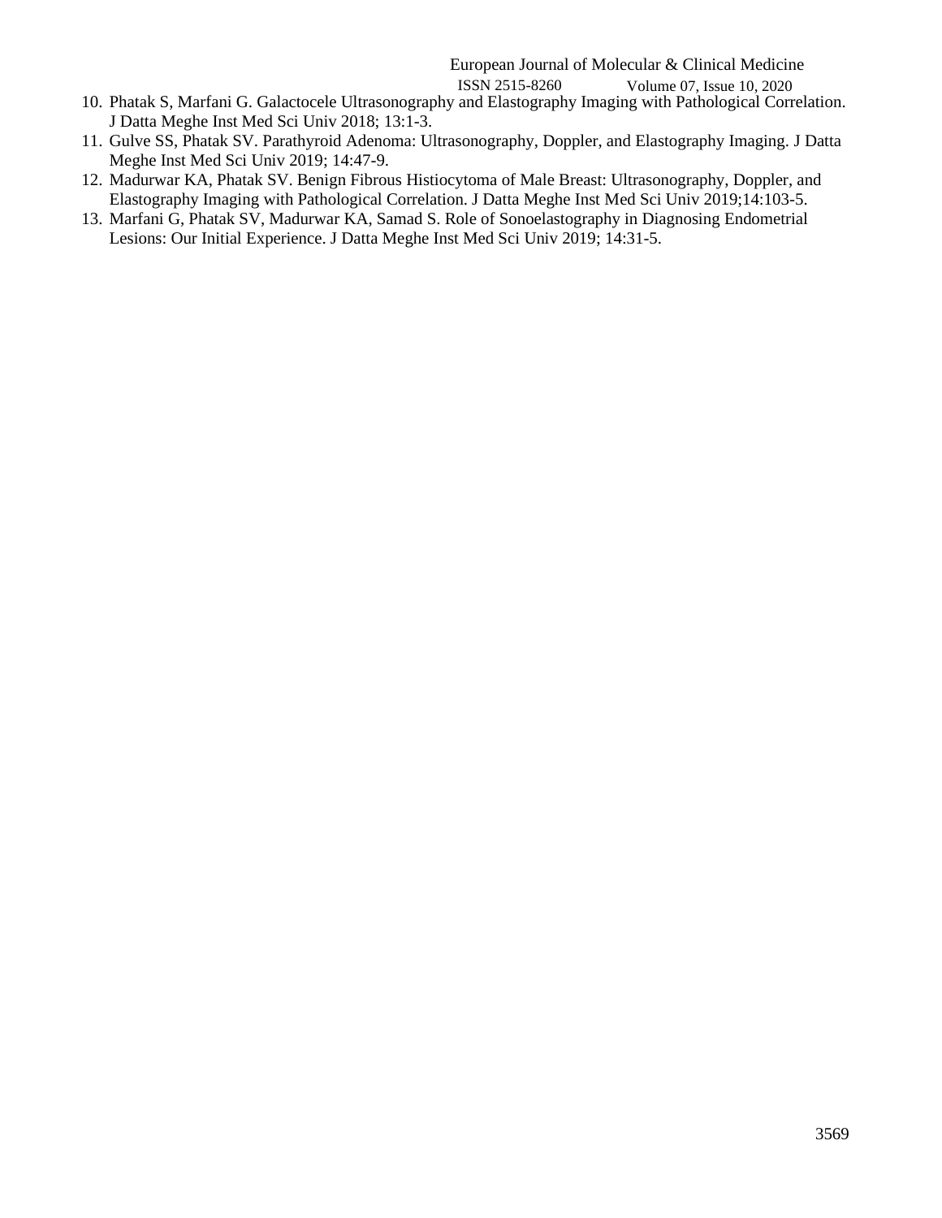10. Phatak S, Marfani G. Galactocele Ultrasonography and Elastography Imaging with Pathological Correlation. J Datta Meghe Inst Med Sci Univ 2018; 13:1-3.
11. Gulve SS, Phatak SV. Parathyroid Adenoma: Ultrasonography, Doppler, and Elastography Imaging. J Datta Meghe Inst Med Sci Univ 2019; 14:47-9.
12. Madurwar KA, Phatak SV. Benign Fibrous Histiocytoma of Male Breast: Ultrasonography, Doppler, and Elastography Imaging with Pathological Correlation. J Datta Meghe Inst Med Sci Univ 2019;14:103-5.
13. Marfani G, Phatak SV, Madurwar KA, Samad S. Role of Sonoelastography in Diagnosing Endometrial Lesions: Our Initial Experience. J Datta Meghe Inst Med Sci Univ 2019; 14:31-5.